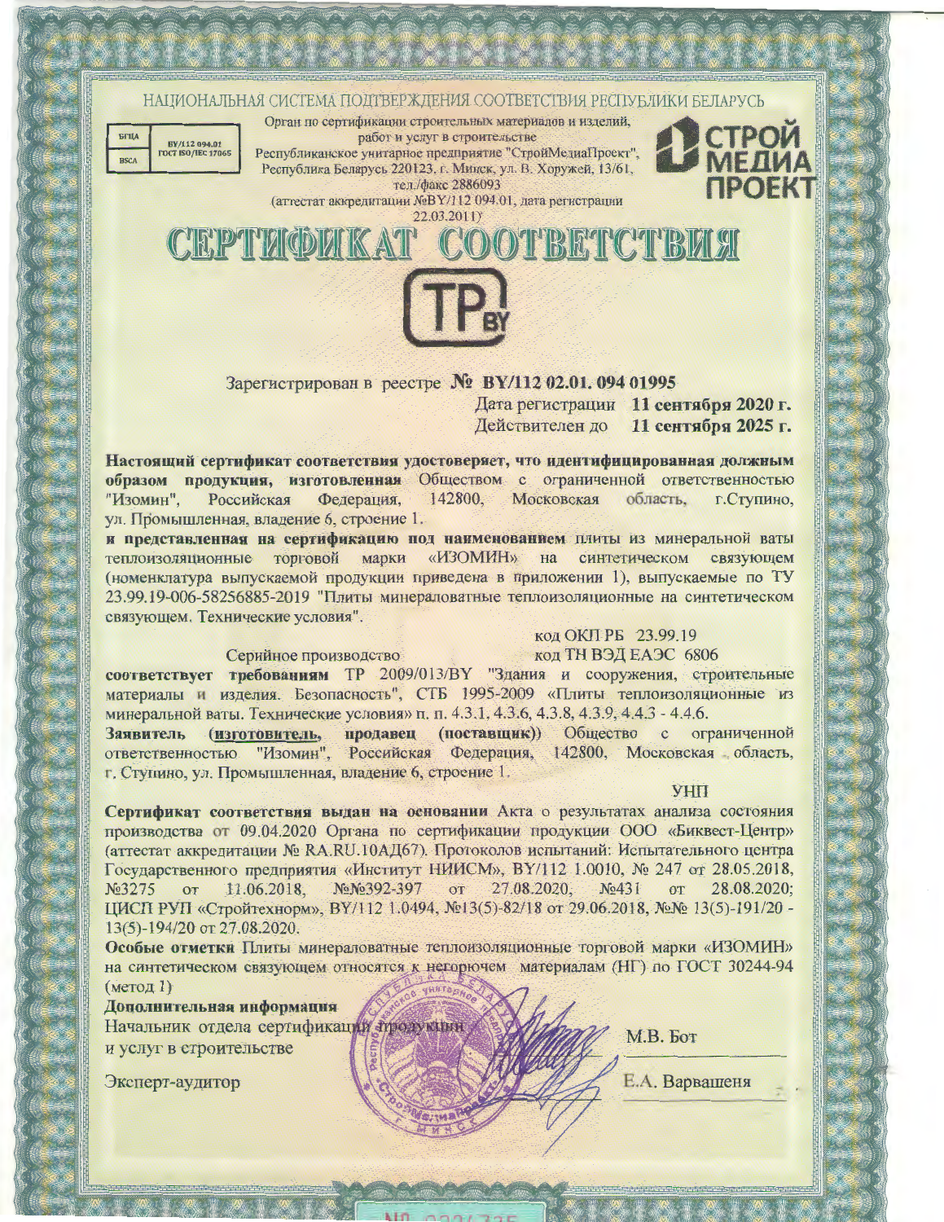НАЦИОНАЛЬНАЯ СИСТЕМА ПОДТВЕРЖДЕНИЯ СООТВЕТСТВИЯ РЕСПУБЛИКИ БЕЛАРУСЬ

БГЦА | BY/112 094.01 ГОСТ ISO/IEC 17065 | BSCA

Орган по сертификации строительных материалов и изделий, работ и услуг в строительстве
Республиканское унитарное предприятие "СтройМедиаПроект",
Республика Беларусь 220123, г. Минск, ул. В. Хоружей, 13/61,
тел./факс 2886093
(аттестат аккредитации №BY/112 094.01, дата регистрации 22.03.2011)

СТРОЙ МЕДИА ПРОЕКТ

# СЕРТИФИКАТ СООТВЕТСТВИЯ

TP BY

Зарегистрирован в реестре **№ BY/112 02.01. 094 01995**

Дата регистрации **11 сентября 2020 г.**

Действителен до **11 сентября 2025 г.**

**Настоящий сертификат соответствия удостоверяет, что идентифицированная должным образом продукция, изготовленная** Обществом с ограниченной ответственностью "Изомин", Российская Федерация, 142800, Московская область, г.Ступино, ул. Промышленная, владение 6, строение 1.

**и представленная на сертификацию под наименованием** плиты из минеральной ваты теплоизоляционные торговой марки «ИЗОМИН» на синтетическом связующем (номенклатура выпускаемой продукции приведена в приложении 1), выпускаемые по ТУ 23.99.19-006-58256885-2019 "Плиты минераловатные теплоизоляционные на синтетическом связующем. Технические условия".

код ОКП РБ 23.99.19

Серийное производство — код ТН ВЭД ЕАЭС 6806

**соответствует требованиям** ТР 2009/013/BY "Здания и сооружения, строительные материалы и изделия. Безопасность", СТБ 1995-2009 «Плиты теплоизоляционные из минеральной ваты. Технические условия» п. п. 4.3.1, 4.3.6, 4.3.8, 4.3.9, 4.4.3 - 4.4.6.

**Заявитель (изготовитель, продавец (поставщик))** Общество с ограниченной ответственностью "Изомин", Российская Федерация, 142800, Московская область, г. Ступино, ул. Промышленная, владение 6, строение 1.

УНП

**Сертификат соответствия выдан на основании** Акта о результатах анализа состояния производства от 09.04.2020 Органа по сертификации продукции ООО «Биквест-Центр» (аттестат аккредитации № RA.RU.10АД67). Протоколов испытаний: Испытательного центра Государственного предприятия «Институт НИИСМ», BY/112 1.0010, № 247 от 28.05.2018, №3275 от 11.06.2018, №№392-397 от 27.08.2020, №431 от 28.08.2020; ЦИСП РУП «Стройтехнорм», BY/112 1.0494, №13(5)-82/18 от 29.06.2018, №№ 13(5)-191/20 - 13(5)-194/20 от 27.08.2020.

**Особые отметки** Плиты минераловатные теплоизоляционные торговой марки «ИЗОМИН» на синтетическом связующем относятся к негорючем материалам (НГ) по ГОСТ 30244-94 (метод 1)

**Дополнительная информация**

Начальник отдела сертификации продукции и услуг в строительстве — М.В. Бот

Эксперт-аудитор — Е.А. Варвашеня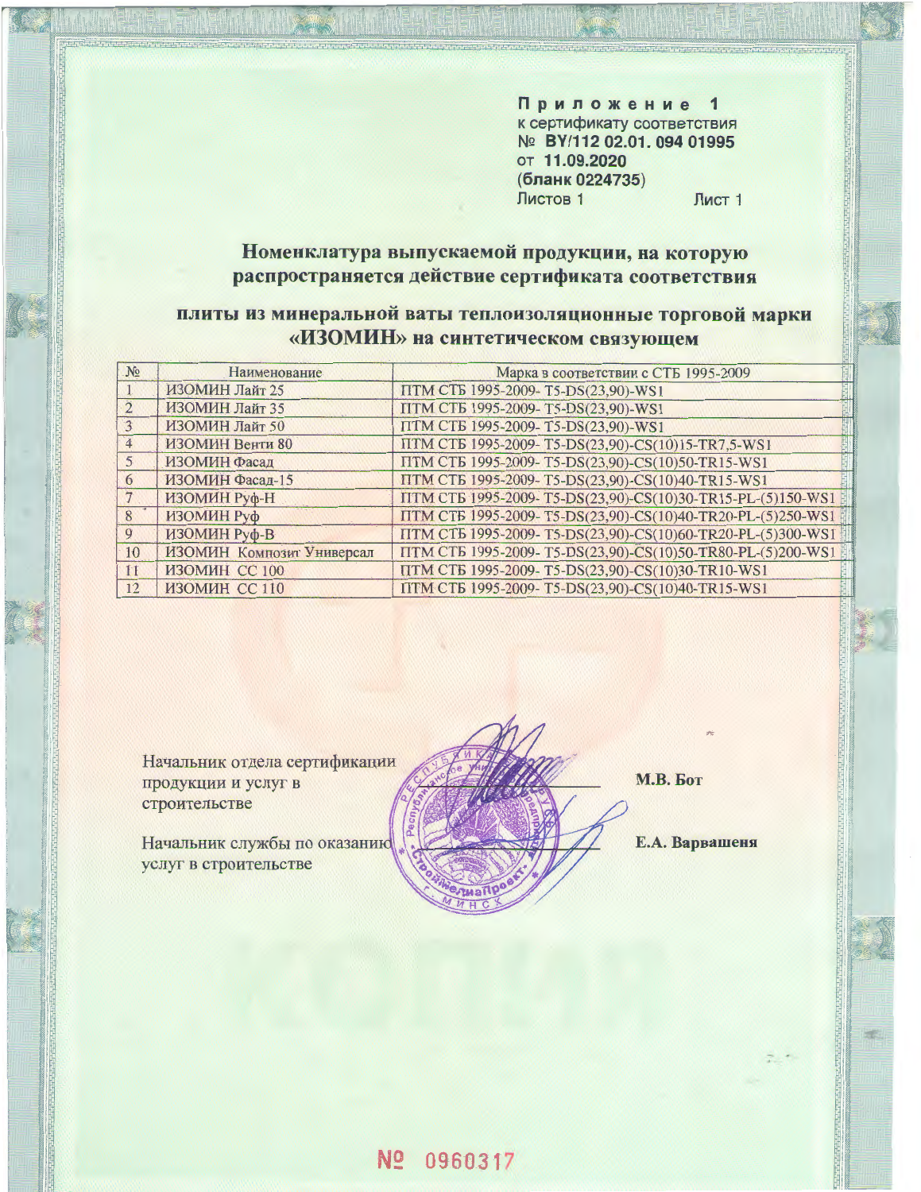**Приложение 1**
к сертификату соответствия
№ **BY/112 02.01. 094 01995**
от **11.09.2020**
**(бланк 0224735)**
Листов 1 Лист 1

## Номенклатура выпускаемой продукции, на которую распространяется действие сертификата соответствия

## плиты из минеральной ваты теплоизоляционные торговой марки «ИЗОМИН» на синтетическом связующем

| № | Наименование | Марка в соответствии с СТБ 1995-2009 |
|---|---|---|
| 1 | ИЗОМИН Лайт 25 | ПТМ СТБ 1995-2009- T5-DS(23,90)-WS1 |
| 2 | ИЗОМИН Лайт 35 | ПТМ СТБ 1995-2009- T5-DS(23,90)-WS1 |
| 3 | ИЗОМИН Лайт 50 | ПТМ СТБ 1995-2009- T5-DS(23,90)-WS1 |
| 4 | ИЗОМИН Венти 80 | ПТМ СТБ 1995-2009- T5-DS(23,90)-CS(10)15-TR7,5-WS1 |
| 5 | ИЗОМИН Фасад | ПТМ СТБ 1995-2009- T5-DS(23,90)-CS(10)50-TR15-WS1 |
| 6 | ИЗОМИН Фасад-15 | ПТМ СТБ 1995-2009- T5-DS(23,90)-CS(10)40-TR15-WS1 |
| 7 | ИЗОМИН Руф-Н | ПТМ СТБ 1995-2009- T5-DS(23,90)-CS(10)30-TR15-PL-(5)150-WS1 |
| 8 | ИЗОМИН Руф | ПТМ СТБ 1995-2009- T5-DS(23,90)-CS(10)40-TR20-PL-(5)250-WS1 |
| 9 | ИЗОМИН Руф-В | ПТМ СТБ 1995-2009- T5-DS(23,90)-CS(10)60-TR20-PL-(5)300-WS1 |
| 10 | ИЗОМИН Композит Универсал | ПТМ СТБ 1995-2009- T5-DS(23,90)-CS(10)50-TR80-PL-(5)200-WS1 |
| 11 | ИЗОМИН СС 100 | ПТМ СТБ 1995-2009- T5-DS(23,90)-CS(10)30-TR10-WS1 |
| 12 | ИЗОМИН СС 110 | ПТМ СТБ 1995-2009- T5-DS(23,90)-CS(10)40-TR15-WS1 |

Начальник отдела сертификации продукции и услуг в строительстве — М.В. Бот

Начальник службы по оказанию услуг в строительстве — Е.А. Варвашеня

№ 0960317